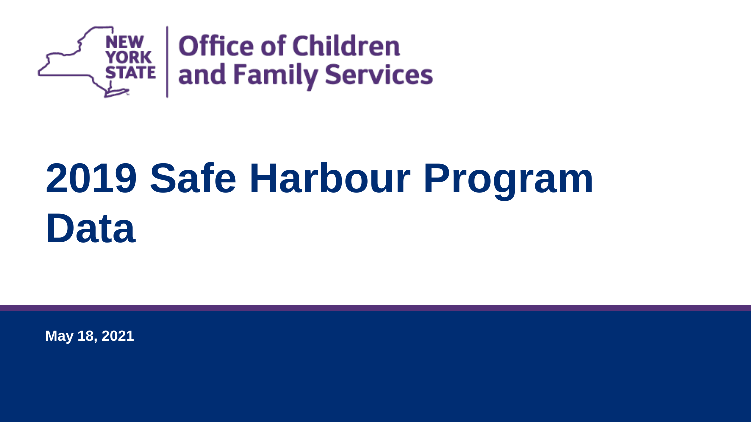New York State Office of Children and Family Services

# 2019 Safe Harbour Program Data

May 18, 2021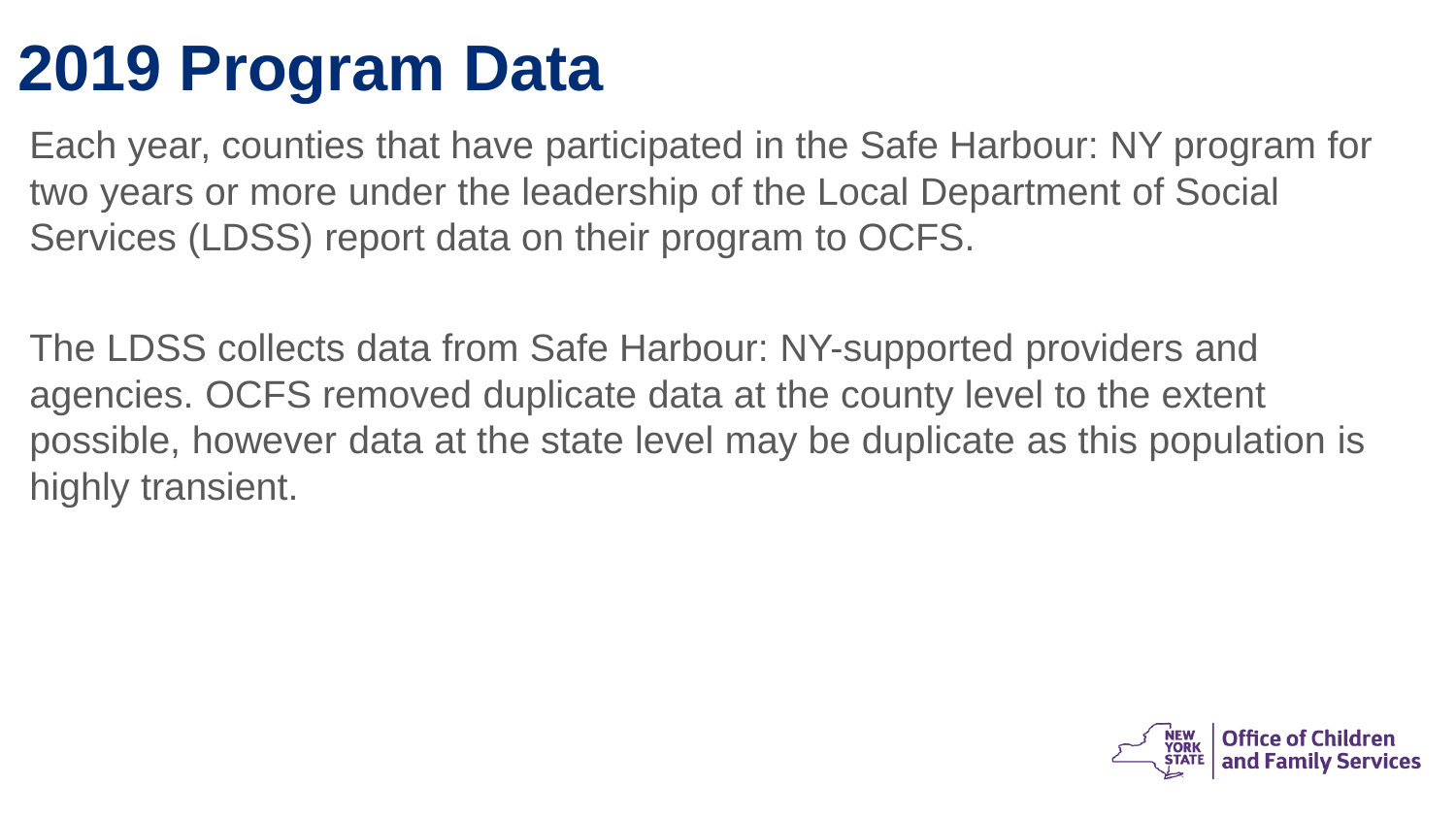# 2019 Program Data

Each year, counties that have participated in the Safe Harbour: NY program for two years or more under the leadership of the Local Department of Social Services (LDSS) report data on their program to OCFS.

The LDSS collects data from Safe Harbour: NY-supported providers and agencies. OCFS removed duplicate data at the county level to the extent possible, however data at the state level may be duplicate as this population is highly transient.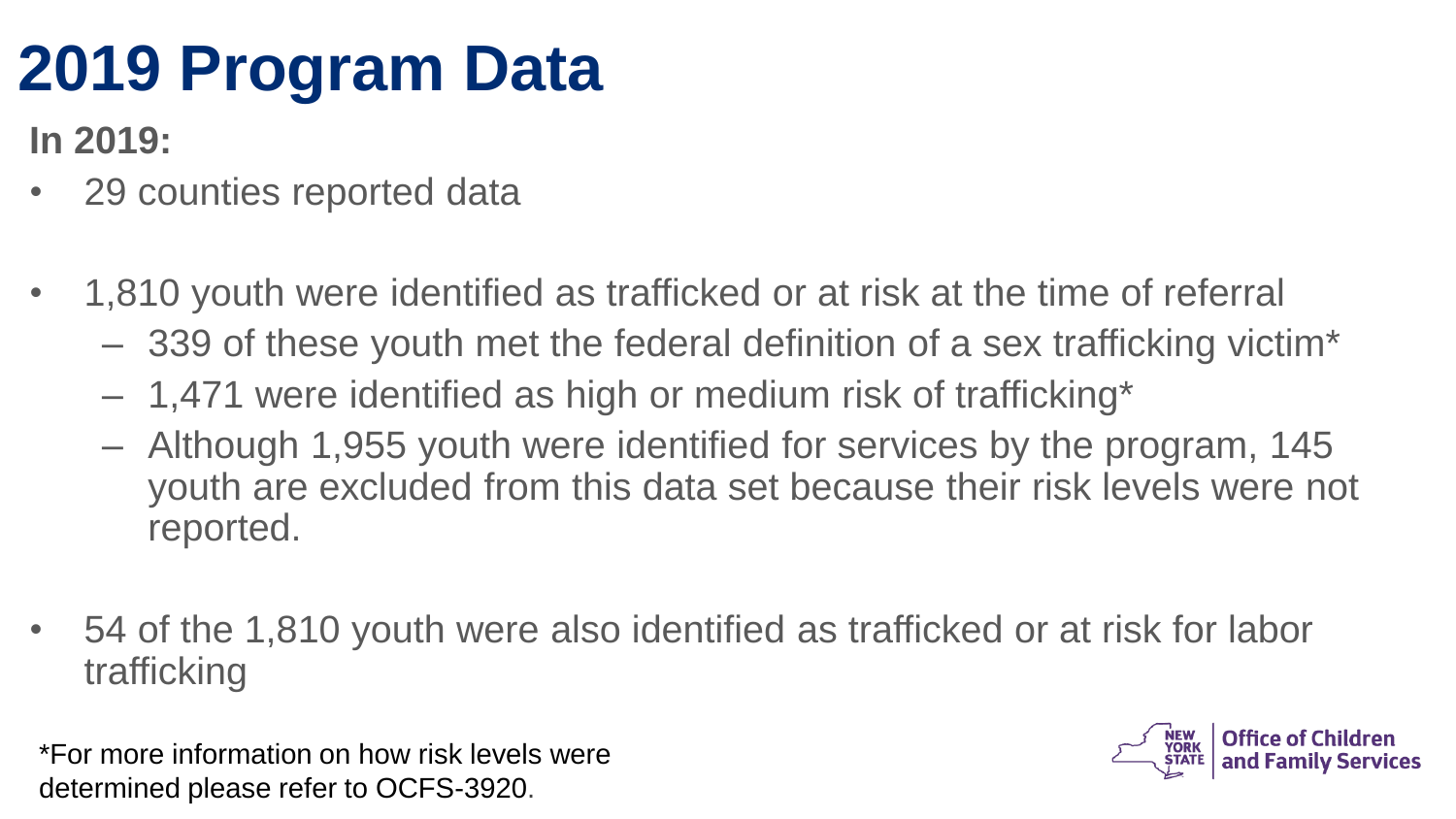# 2019 Program Data

**In 2019:**

- 29 counties reported data
- 1,810 youth were identified as trafficked or at risk at the time of referral
  - 339 of these youth met the federal definition of a sex trafficking victim*
  - 1,471 were identified as high or medium risk of trafficking*
  - Although 1,955 youth were identified for services by the program, 145 youth are excluded from this data set because their risk levels were not reported.
- 54 of the 1,810 youth were also identified as trafficked or at risk for labor trafficking

*For more information on how risk levels were determined please refer to OCFS-3920.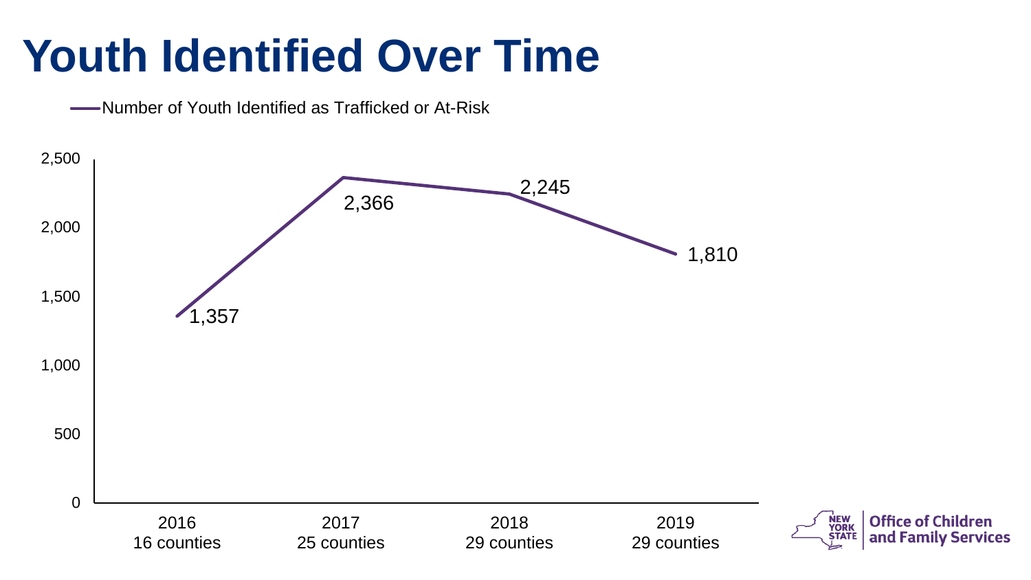# Youth Identified Over Time

Number of Youth Identified as Trafficked or At-Risk

| Year | Counties | Number of Youth Identified as Trafficked or At-Risk |
|---|---|---|
| 2016 | 16 counties | 1,357 |
| 2017 | 25 counties | 2,366 |
| 2018 | 29 counties | 2,245 |
| 2019 | 29 counties | 1,810 |

NEW YORK STATE | Office of Children and Family Services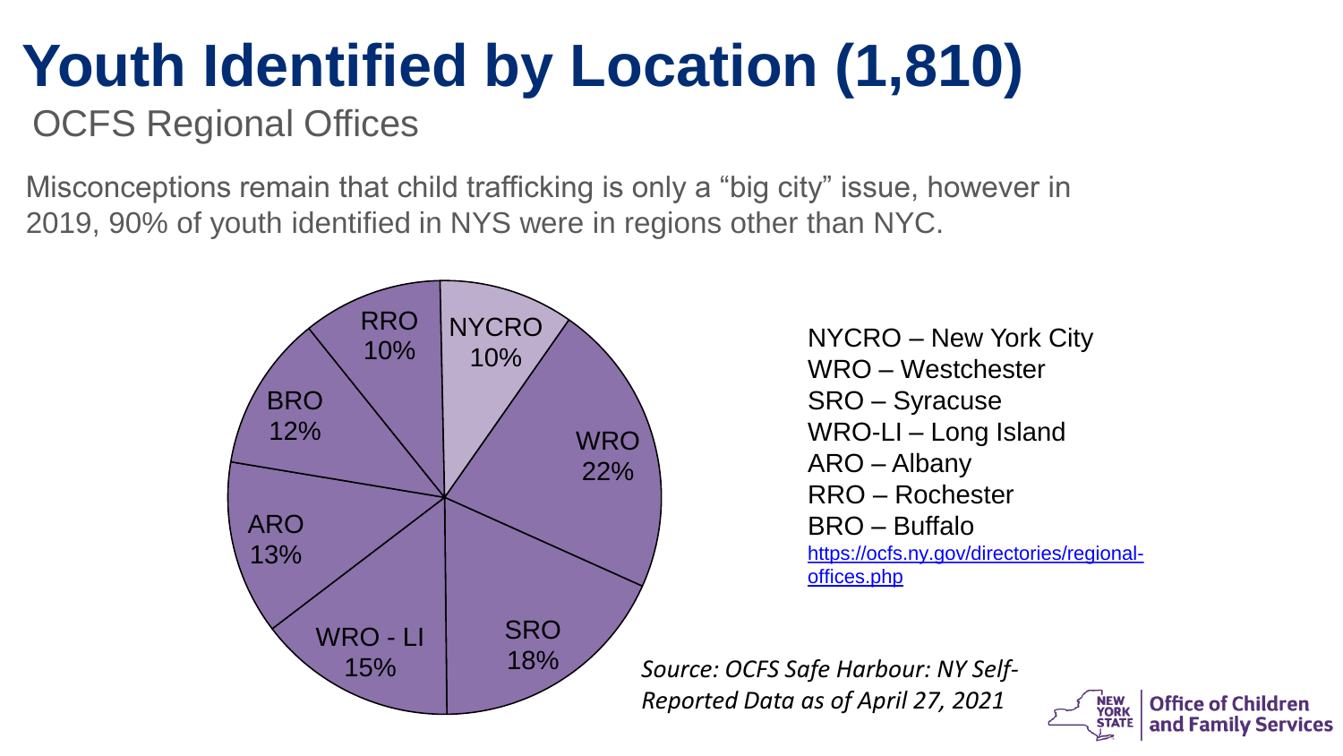# Youth Identified by Location (1,810)

OCFS Regional Offices

Misconceptions remain that child trafficking is only a "big city" issue, however in 2019, 90% of youth identified in NYS were in regions other than NYC.

| Region | Percent |
| --- | --- |
| NYCRO | 10% |
| WRO | 22% |
| SRO | 18% |
| WRO - LI | 15% |
| ARO | 13% |
| BRO | 12% |
| RRO | 10% |

NYCRO – New York City
WRO – Westchester
SRO – Syracuse
WRO-LI – Long Island
ARO – Albany
RRO – Rochester
BRO – Buffalo
https://ocfs.ny.gov/directories/regional-offices.php

*Source: OCFS Safe Harbour: NY Self-Reported Data as of April 27, 2021*

New York State Office of Children and Family Services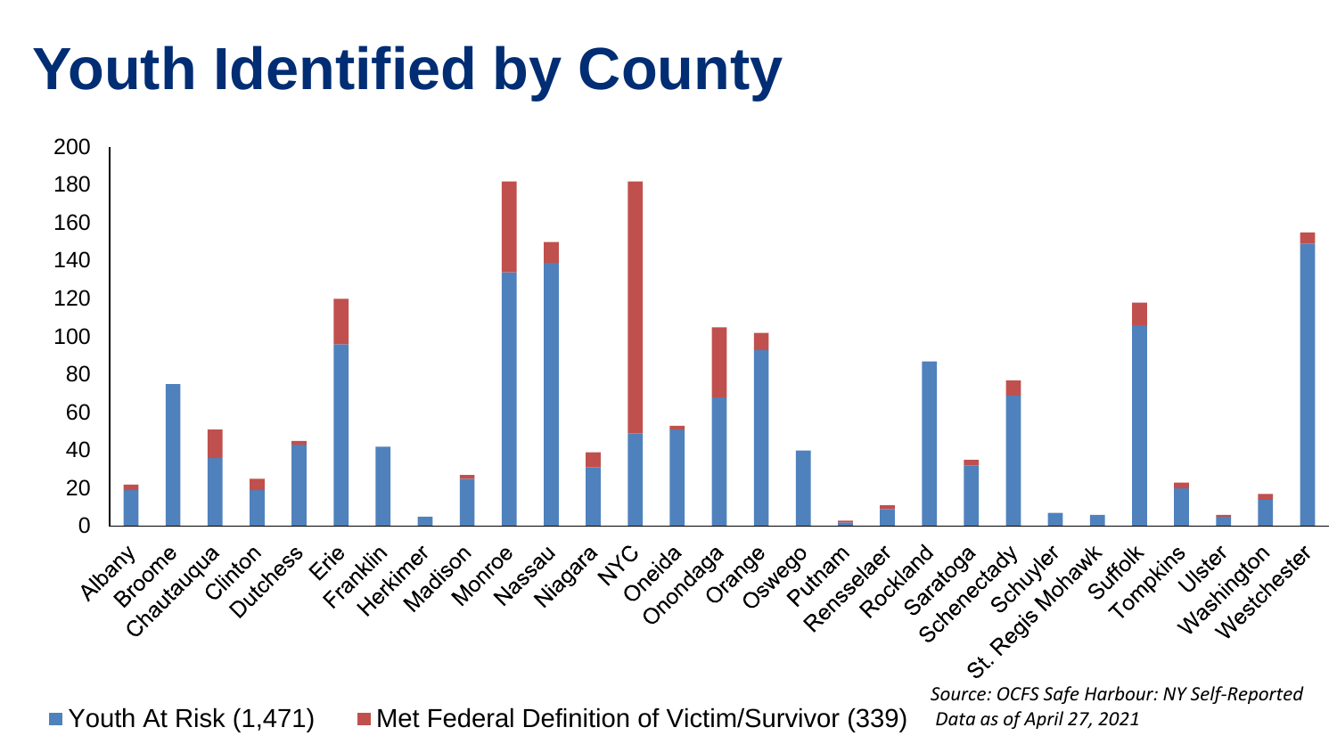# Youth Identified by County

200
180
160
140
120
100
80
60
40
20
0

Albany, Broome, Chautauqua, Clinton, Dutchess, Erie, Franklin, Herkimer, Madison, Monroe, Nassau, Niagara, NYC, Oneida, Onondaga, Orange, Oswego, Putnam, Rensselaer, Rockland, Saratoga, Schenectady, Schuyler, St. Regis Mohawk, Suffolk, Tompkins, Ulster, Washington, Westchester

■ Youth At Risk (1,471) ■ Met Federal Definition of Victim/Survivor (339)

*Source: OCFS Safe Harbour: NY Self-Reported Data as of April 27, 2021*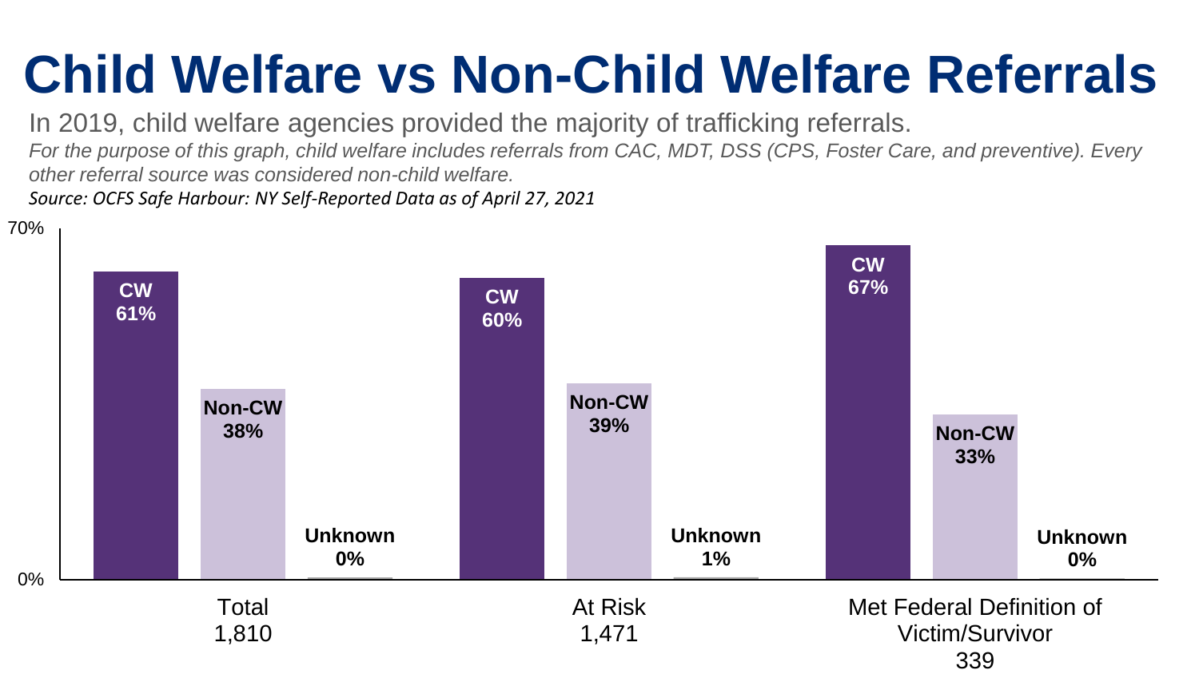# Child Welfare vs Non-Child Welfare Referrals

In 2019, child welfare agencies provided the majority of trafficking referrals.

*For the purpose of this graph, child welfare includes referrals from CAC, MDT, DSS (CPS, Foster Care, and preventive). Every other referral source was considered non-child welfare.*

*Source: OCFS Safe Harbour: NY Self-Reported Data as of April 27, 2021*

| | CW | Non-CW | Unknown |
|---|---|---|---|
| Total 1,810 | 61% | 38% | 0% |
| At Risk 1,471 | 60% | 39% | 1% |
| Met Federal Definition of Victim/Survivor 339 | 67% | 33% | 0% |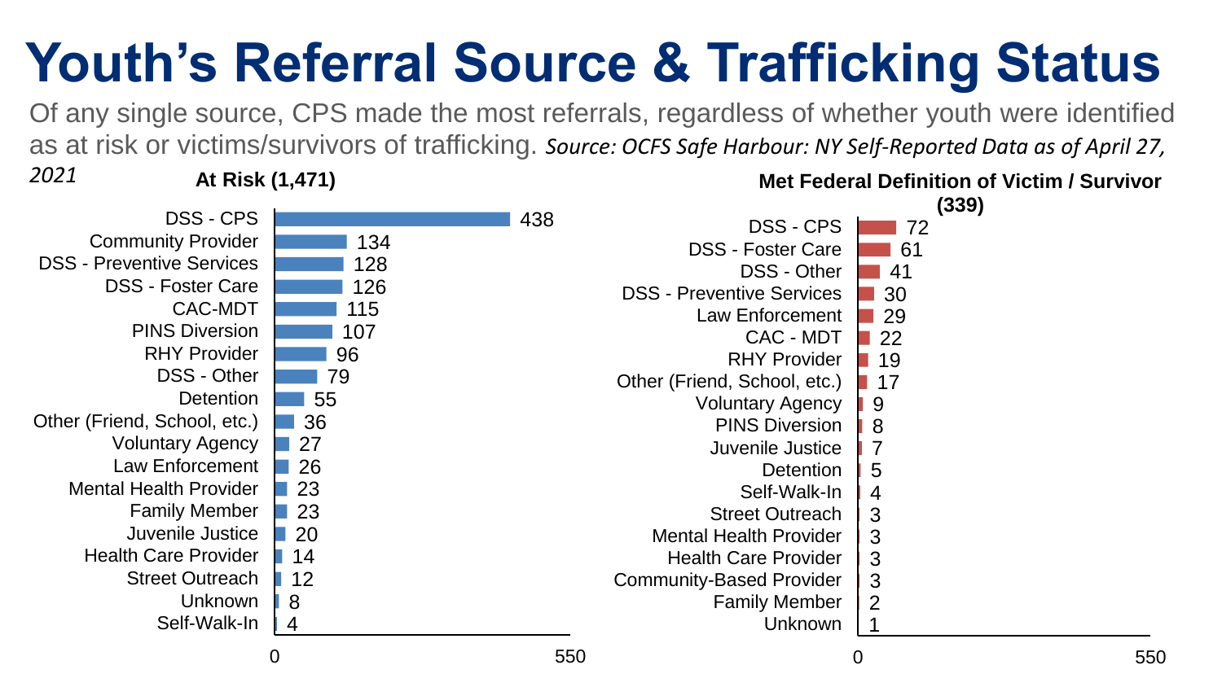# Youth's Referral Source & Trafficking Status

Of any single source, CPS made the most referrals, regardless of whether youth were identified as at risk or victims/survivors of trafficking. *Source: OCFS Safe Harbour: NY Self-Reported Data as of April 27, 2021*

**At Risk (1,471)**

| Referral Source | Count |
|---|---|
| DSS - CPS | 438 |
| Community Provider | 134 |
| DSS - Preventive Services | 128 |
| DSS - Foster Care | 126 |
| CAC-MDT | 115 |
| PINS Diversion | 107 |
| RHY Provider | 96 |
| DSS - Other | 79 |
| Detention | 55 |
| Other (Friend, School, etc.) | 36 |
| Voluntary Agency | 27 |
| Law Enforcement | 26 |
| Mental Health Provider | 23 |
| Family Member | 23 |
| Juvenile Justice | 20 |
| Health Care Provider | 14 |
| Street Outreach | 12 |
| Unknown | 8 |
| Self-Walk-In | 4 |

**Met Federal Definition of Victim / Survivor (339)**

| Referral Source | Count |
|---|---|
| DSS - CPS | 72 |
| DSS - Foster Care | 61 |
| DSS - Other | 41 |
| DSS - Preventive Services | 30 |
| Law Enforcement | 29 |
| CAC - MDT | 22 |
| RHY Provider | 19 |
| Other (Friend, School, etc.) | 17 |
| Voluntary Agency | 9 |
| PINS Diversion | 8 |
| Juvenile Justice | 7 |
| Detention | 5 |
| Self-Walk-In | 4 |
| Street Outreach | 3 |
| Mental Health Provider | 3 |
| Health Care Provider | 3 |
| Community-Based Provider | 3 |
| Family Member | 2 |
| Unknown | 1 |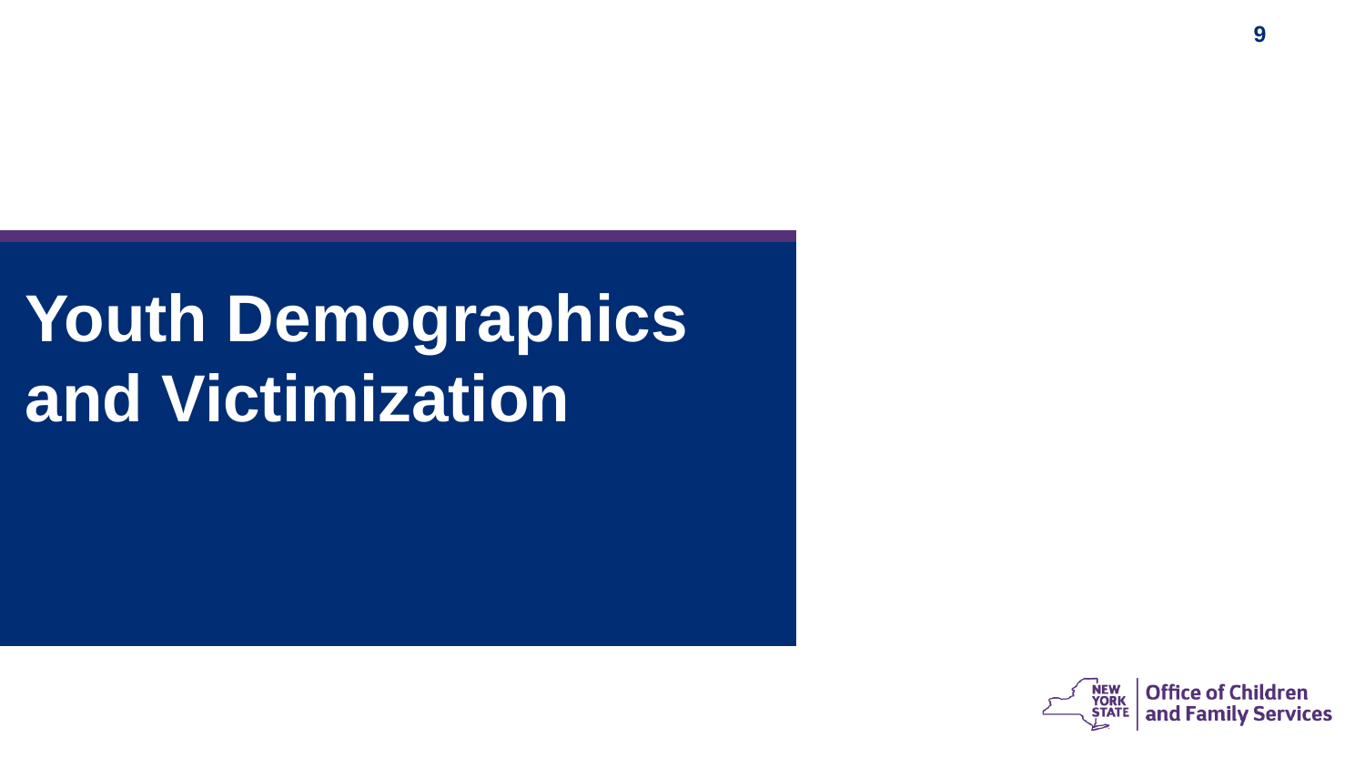# Youth Demographics and Victimization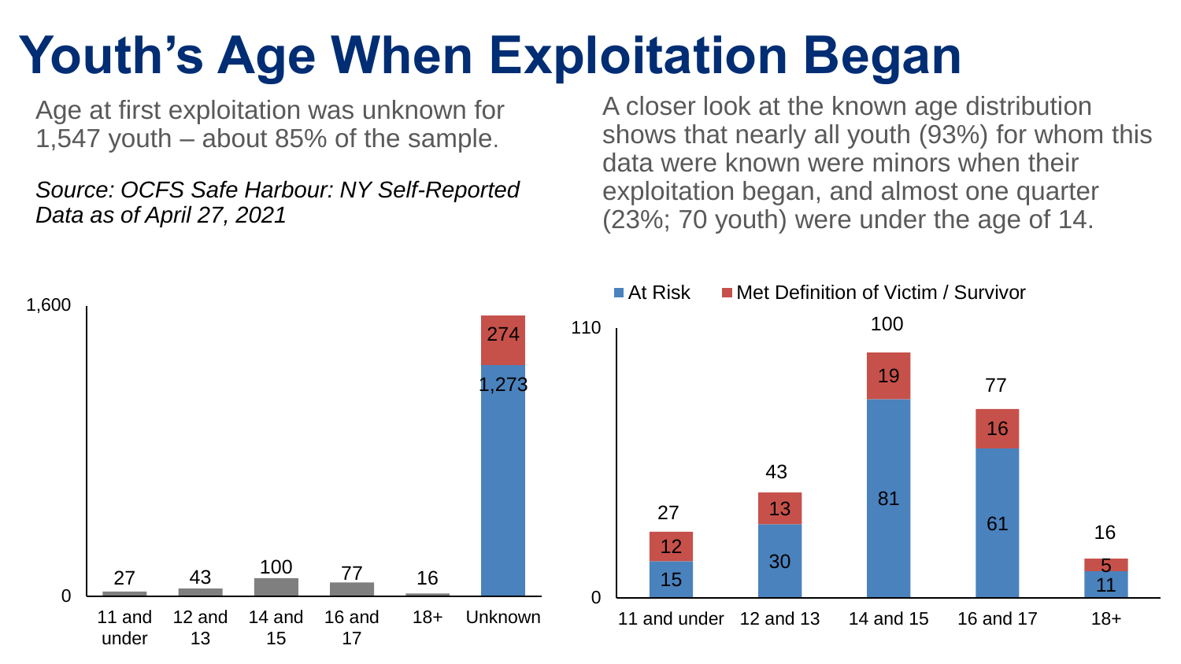# Youth's Age When Exploitation Began

Age at first exploitation was unknown for 1,547 youth – about 85% of the sample.

*Source: OCFS Safe Harbour: NY Self-Reported Data as of April 27, 2021*

A closer look at the known age distribution shows that nearly all youth (93%) for whom this data were known were minors when their exploitation began, and almost one quarter (23%; 70 youth) were under the age of 14.

| Age | Total |
|---|---|
| 11 and under | 27 |
| 12 and 13 | 43 |
| 14 and 15 | 100 |
| 16 and 17 | 77 |
| 18+ | 16 |
| Unknown | 1,273 (At Risk) + 274 (Met Definition of Victim / Survivor) |

| Age | At Risk | Met Definition of Victim / Survivor | Total |
|---|---|---|---|
| 11 and under | 15 | 12 | 27 |
| 12 and 13 | 30 | 13 | 43 |
| 14 and 15 | 81 | 19 | 100 |
| 16 and 17 | 61 | 16 | 77 |
| 18+ | 11 | 5 | 16 |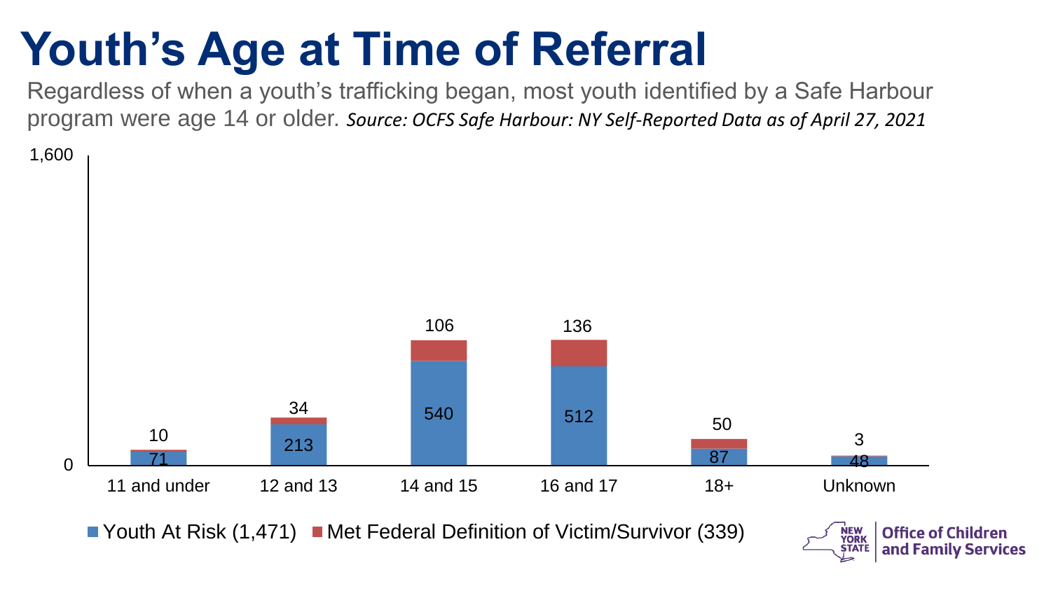# Youth's Age at Time of Referral

Regardless of when a youth's trafficking began, most youth identified by a Safe Harbour program were age 14 or older. *Source: OCFS Safe Harbour: NY Self-Reported Data as of April 27, 2021*

| Age | Youth At Risk (1,471) | Met Federal Definition of Victim/Survivor (339) |
| --- | --- | --- |
| 11 and under | 71 | 10 |
| 12 and 13 | 213 | 34 |
| 14 and 15 | 540 | 106 |
| 16 and 17 | 512 | 136 |
| 18+ | 87 | 50 |
| Unknown | 48 | 3 |

Office of Children and Family Services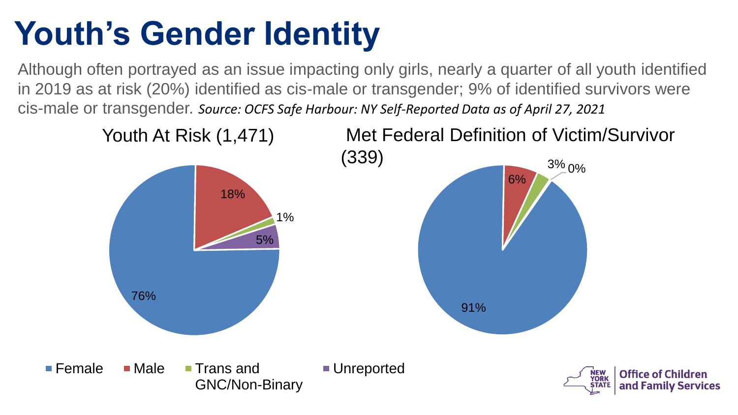# Youth's Gender Identity

Although often portrayed as an issue impacting only girls, nearly a quarter of all youth identified in 2019 as at risk (20%) identified as cis-male or transgender; 9% of identified survivors were cis-male or transgender. *Source: OCFS Safe Harbour: NY Self-Reported Data as of April 27, 2021*

## Youth At Risk (1,471)

| Gender Identity | Percent |
| --- | --- |
| Female | 76% |
| Male | 18% |
| Trans and GNC/Non-Binary | 1% |
| Unreported | 5% |

## Met Federal Definition of Victim/Survivor (339)

| Gender Identity | Percent |
| --- | --- |
| Female | 91% |
| Male | 6% |
| Trans and GNC/Non-Binary | 3% |
| Unreported | 0% |

Office of Children and Family Services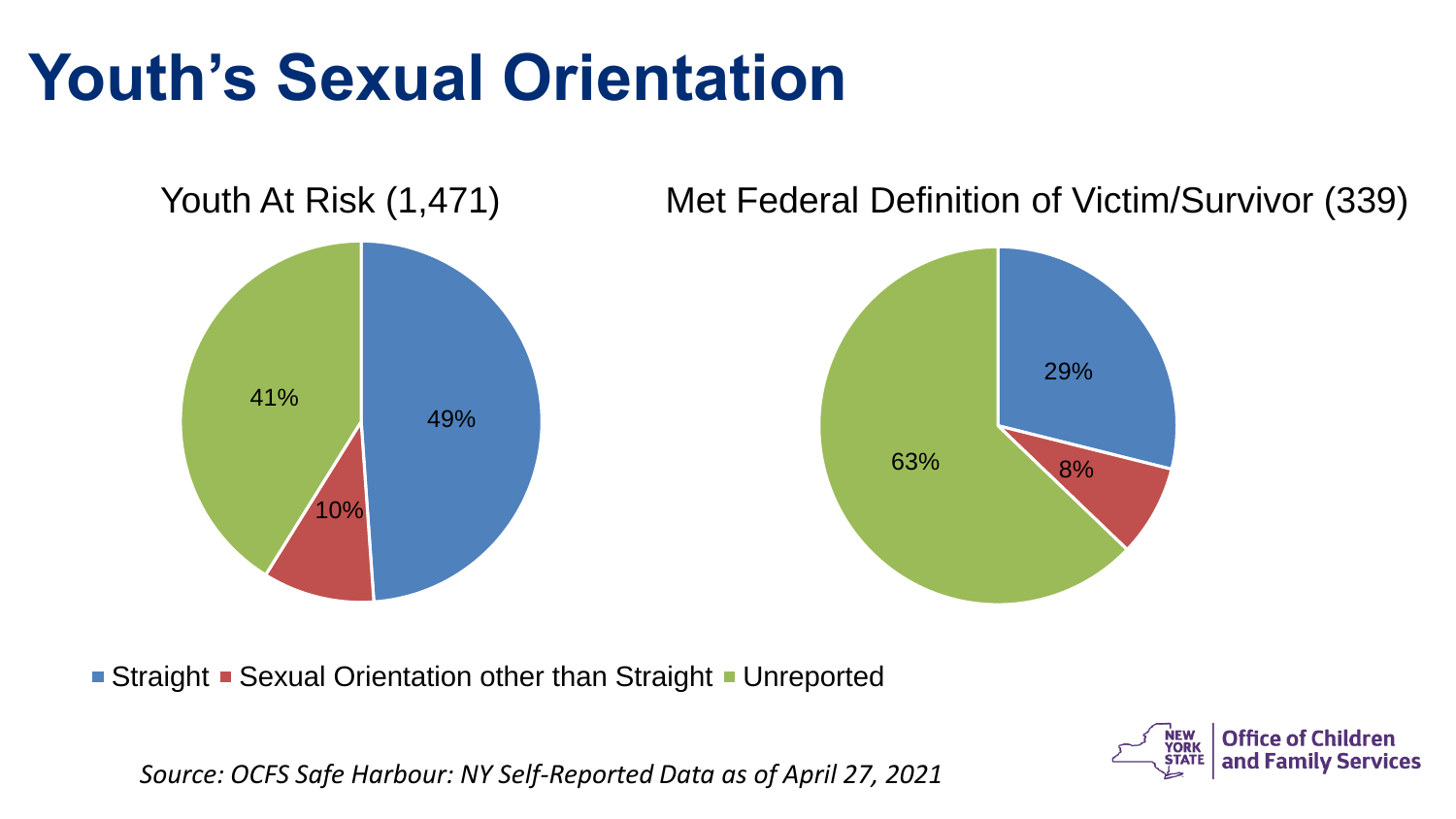# Youth's Sexual Orientation

Youth At Risk (1,471)

| Category | Percent |
|---|---|
| Straight | 49% |
| Sexual Orientation other than Straight | 10% |
| Unreported | 41% |

Met Federal Definition of Victim/Survivor (339)

| Category | Percent |
|---|---|
| Straight | 29% |
| Sexual Orientation other than Straight | 8% |
| Unreported | 63% |

■ Straight ■ Sexual Orientation other than Straight ■ Unreported

*Source: OCFS Safe Harbour: NY Self-Reported Data as of April 27, 2021*

NEW YORK STATE | Office of Children and Family Services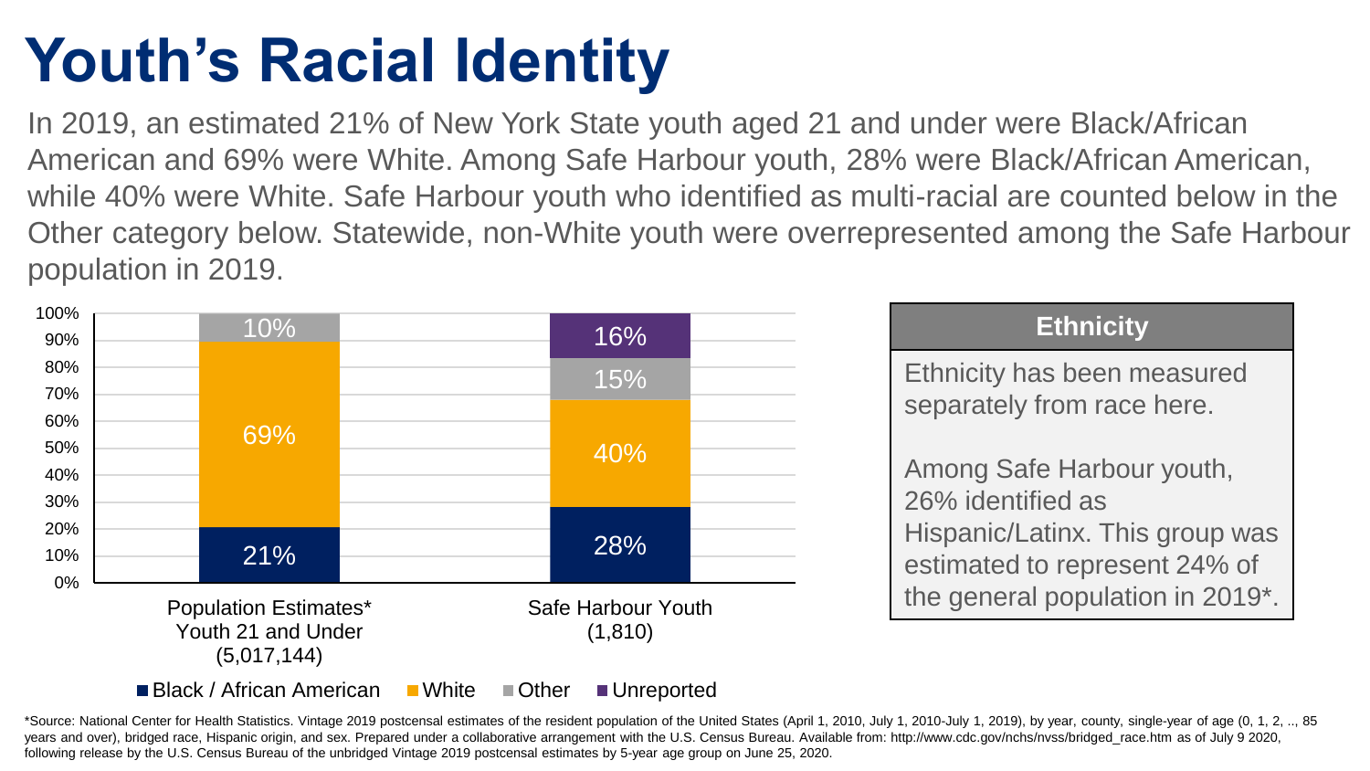# Youth's Racial Identity

In 2019, an estimated 21% of New York State youth aged 21 and under were Black/African American and 69% were White. Among Safe Harbour youth, 28% were Black/African American, while 40% were White. Safe Harbour youth who identified as multi-racial are counted below in the Other category below. Statewide, non-White youth were overrepresented among the Safe Harbour population in 2019.

| | Population Estimates* Youth 21 and Under (5,017,144) | Safe Harbour Youth (1,810) |
|---|---|---|
| Black / African American | 21% | 28% |
| White | 69% | 40% |
| Other | 10% | 15% |
| Unreported | | 16% |

## Ethnicity

Ethnicity has been measured separately from race here.

Among Safe Harbour youth, 26% identified as Hispanic/Latinx. This group was estimated to represent 24% of the general population in 2019*.

*Source: National Center for Health Statistics. Vintage 2019 postcensal estimates of the resident population of the United States (April 1, 2010, July 1, 2010-July 1, 2019), by year, county, single-year of age (0, 1, 2, .., 85 years and over), bridged race, Hispanic origin, and sex. Prepared under a collaborative arrangement with the U.S. Census Bureau. Available from: http://www.cdc.gov/nchs/nvss/bridged_race.htm as of July 9 2020, following release by the U.S. Census Bureau of the unbridged Vintage 2019 postcensal estimates by 5-year age group on June 25, 2020.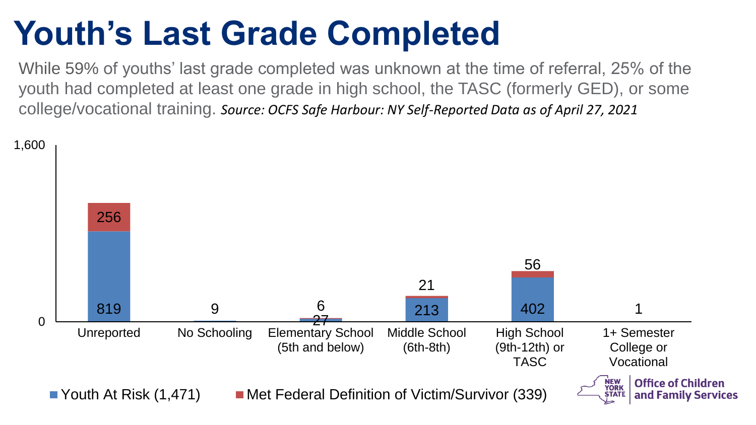# Youth's Last Grade Completed

While 59% of youths' last grade completed was unknown at the time of referral, 25% of the youth had completed at least one grade in high school, the TASC (formerly GED), or some college/vocational training. *Source: OCFS Safe Harbour: NY Self-Reported Data as of April 27, 2021*

| Last Grade Completed | Youth At Risk (1,471) | Met Federal Definition of Victim/Survivor (339) |
|---|---|---|
| Unreported | 819 | 256 |
| No Schooling | 9 | |
| Elementary School (5th and below) | 27 | 6 |
| Middle School (6th-8th) | 213 | 21 |
| High School (9th-12th) or TASC | 402 | 56 |
| 1+ Semester College or Vocational | 1 | |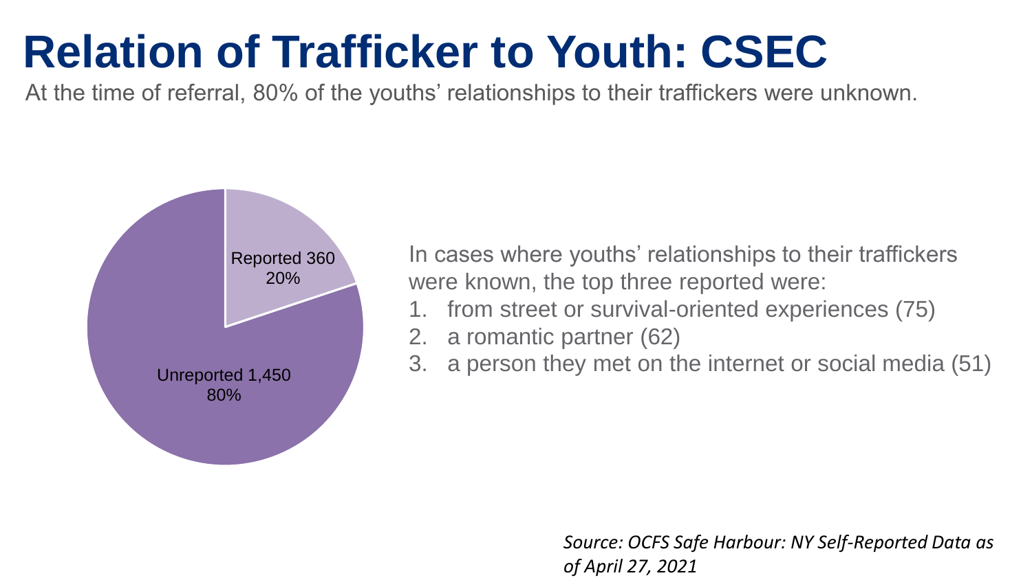# Relation of Trafficker to Youth: CSEC

At the time of referral, 80% of the youths' relationships to their traffickers were unknown.

Reported 360
20%

Unreported 1,450
80%

In cases where youths' relationships to their traffickers were known, the top three reported were:

1. from street or survival-oriented experiences (75)
2. a romantic partner (62)
3. a person they met on the internet or social media (51)

*Source: OCFS Safe Harbour: NY Self-Reported Data as of April 27, 2021*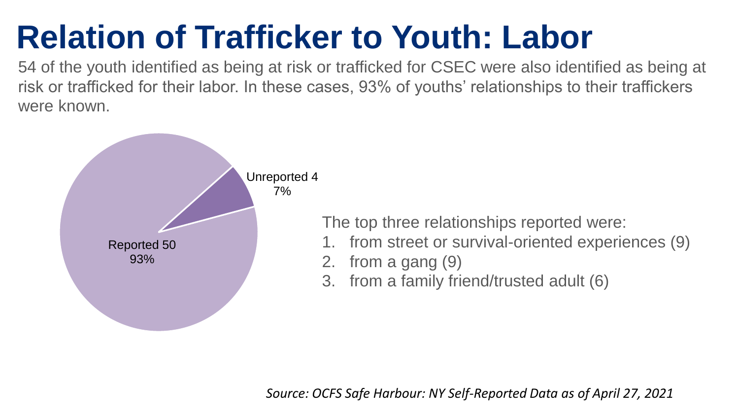# Relation of Trafficker to Youth: Labor

54 of the youth identified as being at risk or trafficked for CSEC were also identified as being at risk or trafficked for their labor. In these cases, 93% of youths' relationships to their traffickers were known.

Unreported 4
7%

Reported 50
93%

The top three relationships reported were:

1. from street or survival-oriented experiences (9)
2. from a gang (9)
3. from a family friend/trusted adult (6)

*Source: OCFS Safe Harbour: NY Self-Reported Data as of April 27, 2021*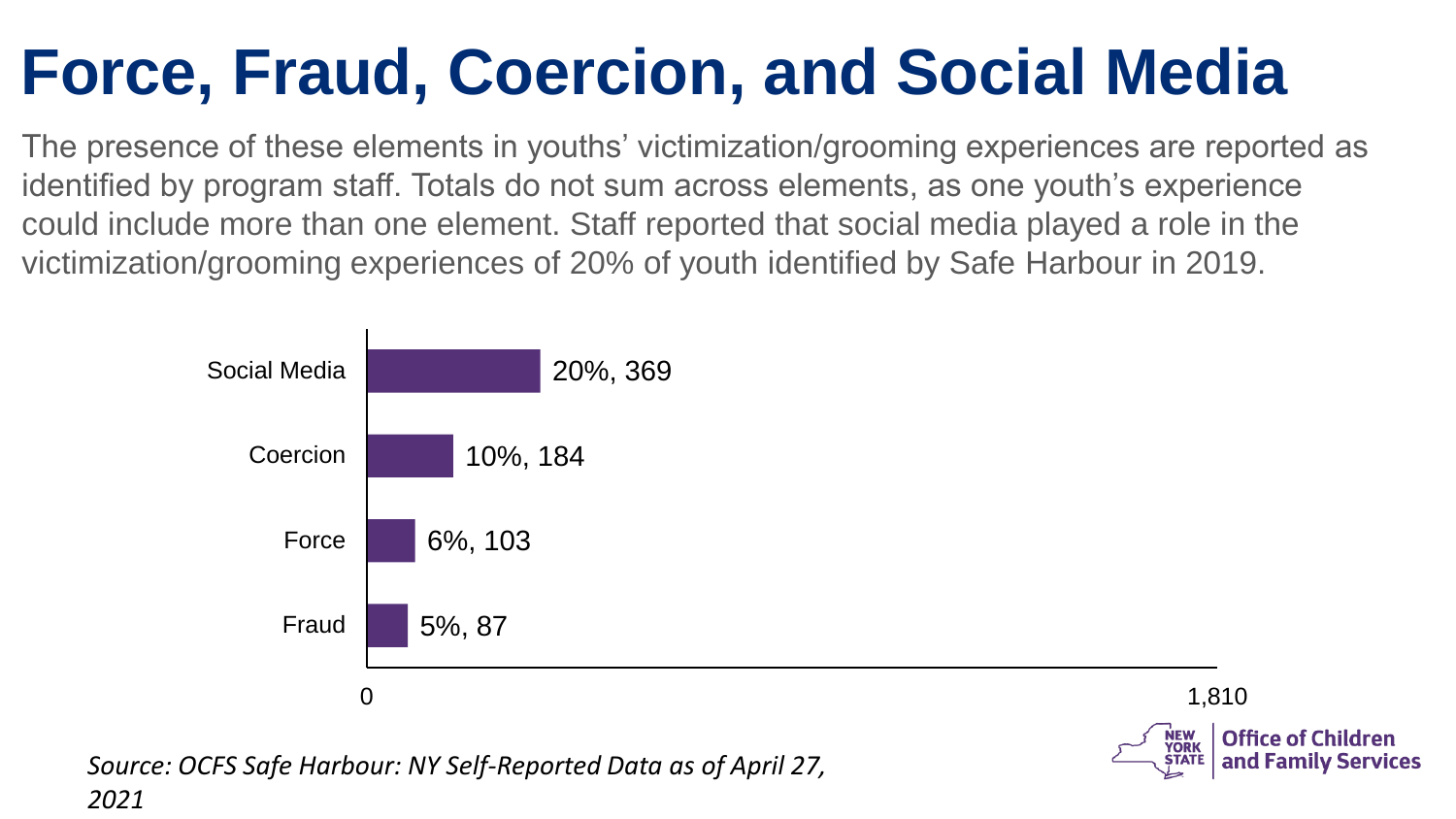# Force, Fraud, Coercion, and Social Media

The presence of these elements in youths' victimization/grooming experiences are reported as identified by program staff. Totals do not sum across elements, as one youth's experience could include more than one element. Staff reported that social media played a role in the victimization/grooming experiences of 20% of youth identified by Safe Harbour in 2019.

| Element | Percent, Count |
| --- | --- |
| Social Media | 20%, 369 |
| Coercion | 10%, 184 |
| Force | 6%, 103 |
| Fraud | 5%, 87 |

Axis: 0 – 1,810

*Source: OCFS Safe Harbour: NY Self-Reported Data as of April 27, 2021*

NEW YORK STATE | Office of Children and Family Services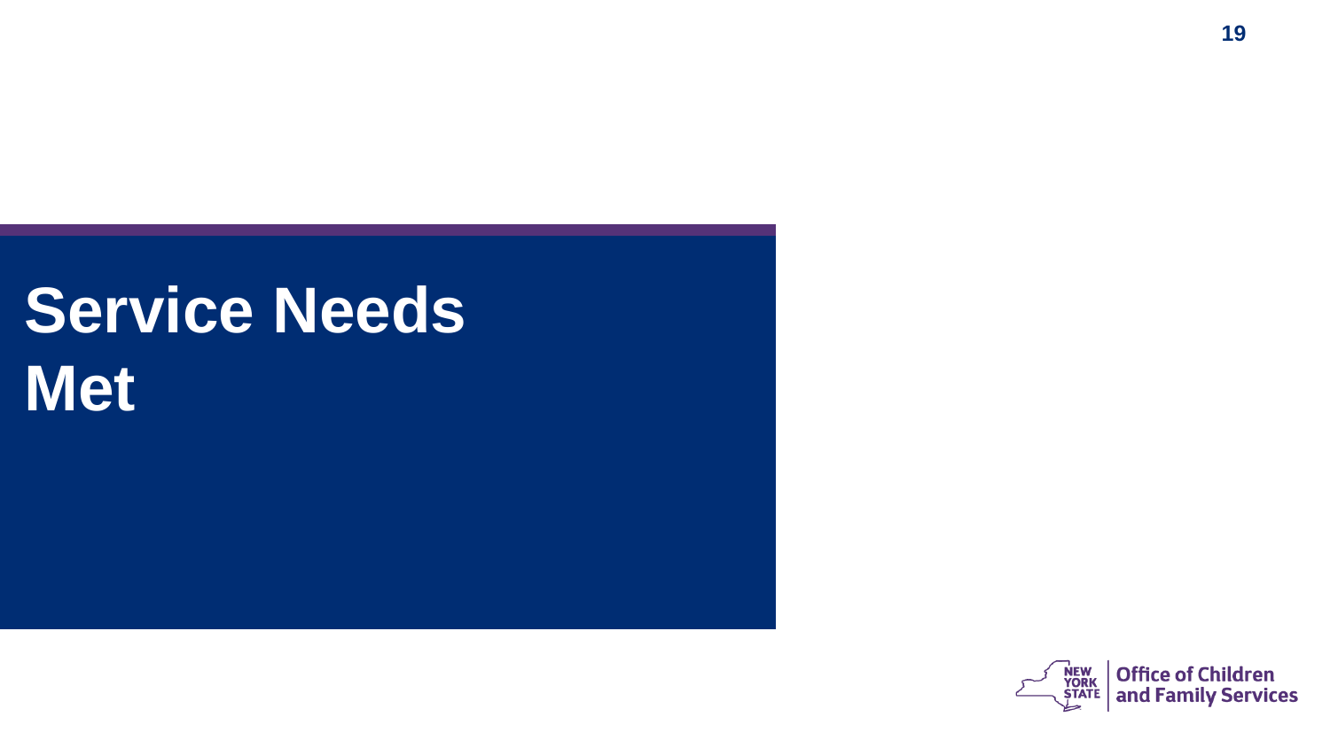# Service Needs Met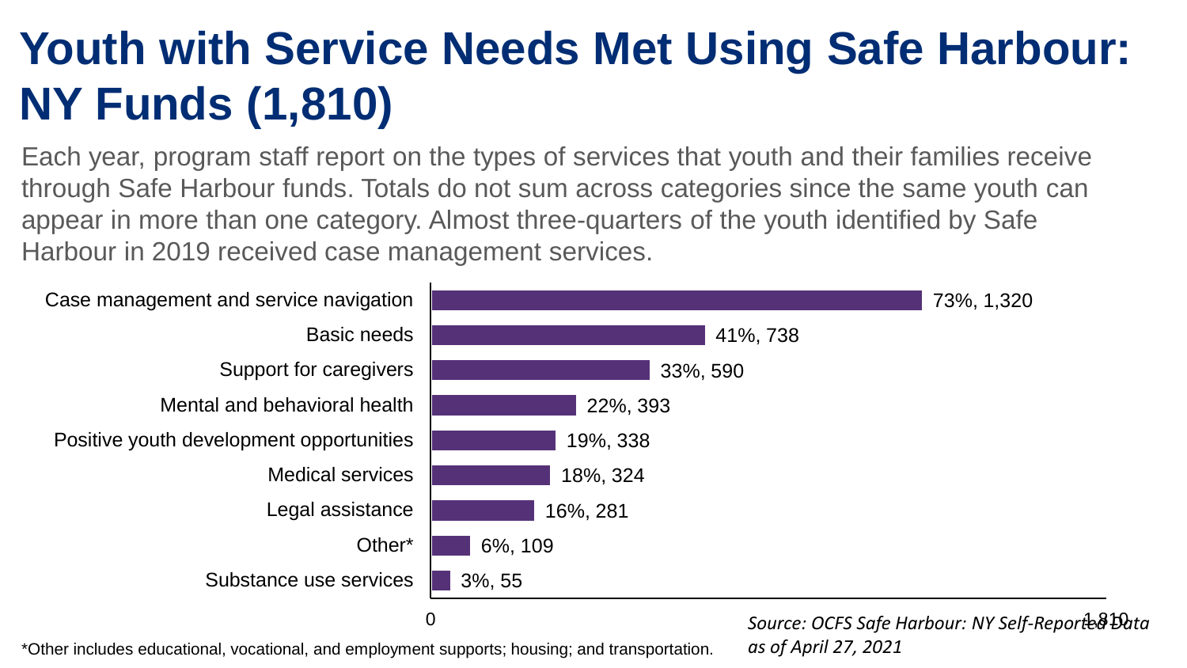# Youth with Service Needs Met Using Safe Harbour: NY Funds (1,810)

Each year, program staff report on the types of services that youth and their families receive through Safe Harbour funds. Totals do not sum across categories since the same youth can appear in more than one category. Almost three-quarters of the youth identified by Safe Harbour in 2019 received case management services.

| Service | Percent, Count |
|---|---|
| Case management and service navigation | 73%, 1,320 |
| Basic needs | 41%, 738 |
| Support for caregivers | 33%, 590 |
| Mental and behavioral health | 22%, 393 |
| Positive youth development opportunities | 19%, 338 |
| Medical services | 18%, 324 |
| Legal assistance | 16%, 281 |
| Other* | 6%, 109 |
| Substance use services | 3%, 55 |

*Other includes educational, vocational, and employment supports; housing; and transportation.

*Source: OCFS Safe Harbour: NY Self-Reported Data as of April 27, 2021*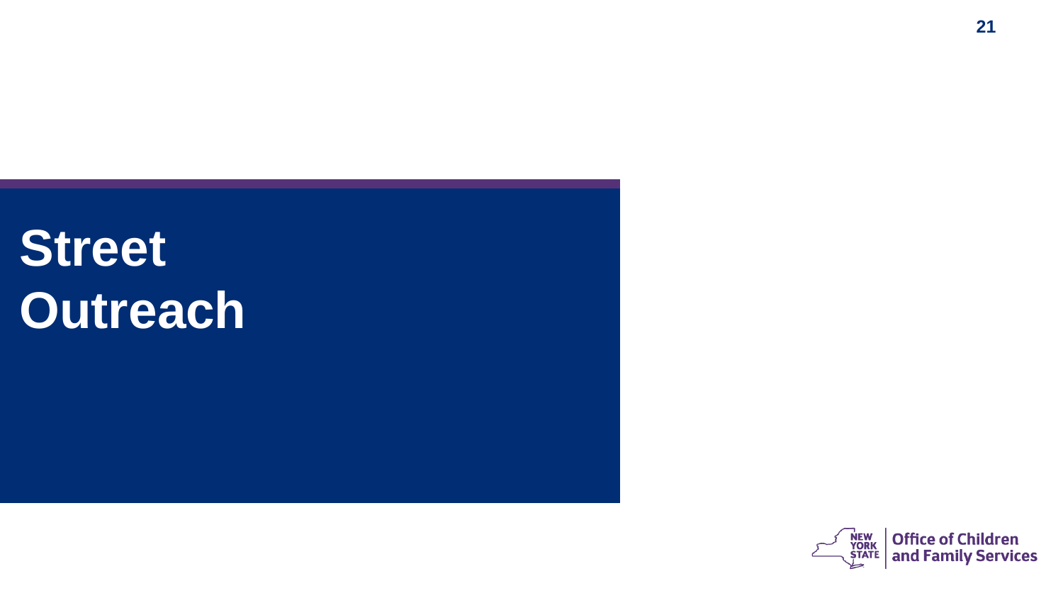# Street Outreach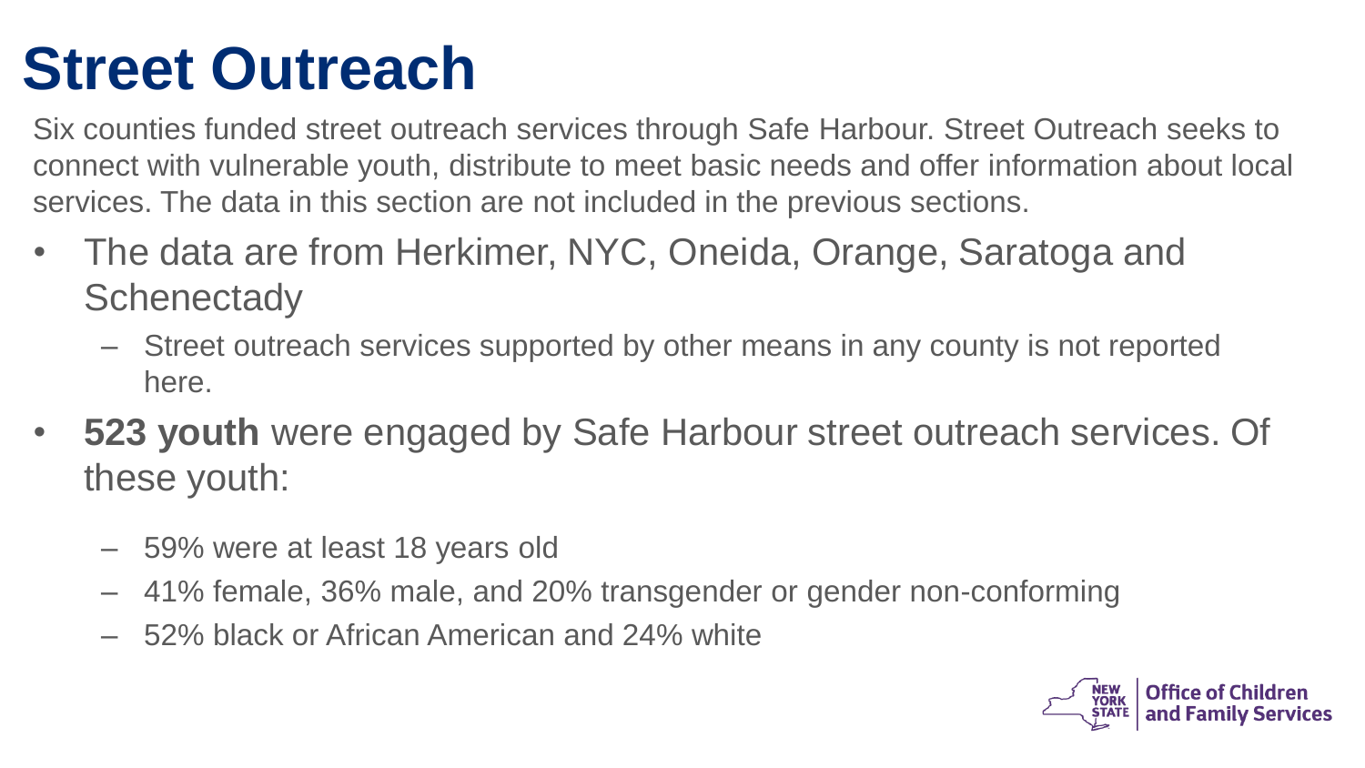# Street Outreach

Six counties funded street outreach services through Safe Harbour. Street Outreach seeks to connect with vulnerable youth, distribute to meet basic needs and offer information about local services. The data in this section are not included in the previous sections.

- The data are from Herkimer, NYC, Oneida, Orange, Saratoga and Schenectady
  - Street outreach services supported by other means in any county is not reported here.
- **523 youth** were engaged by Safe Harbour street outreach services. Of these youth:
  - 59% were at least 18 years old
  - 41% female, 36% male, and 20% transgender or gender non-conforming
  - 52% black or African American and 24% white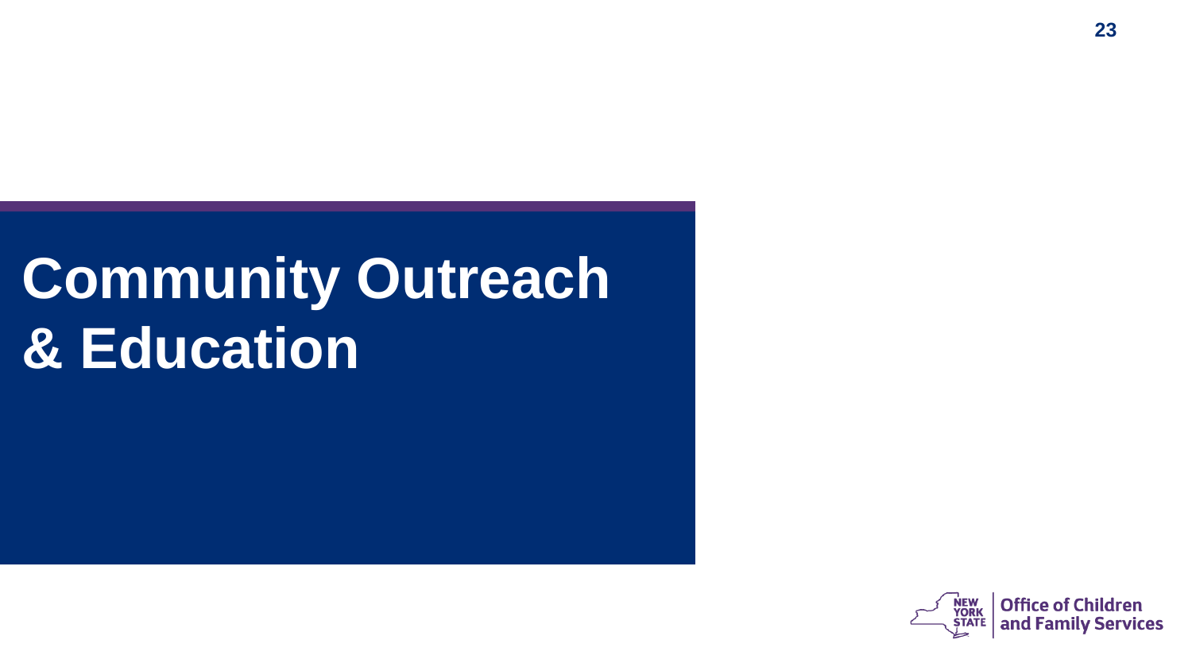# Community Outreach & Education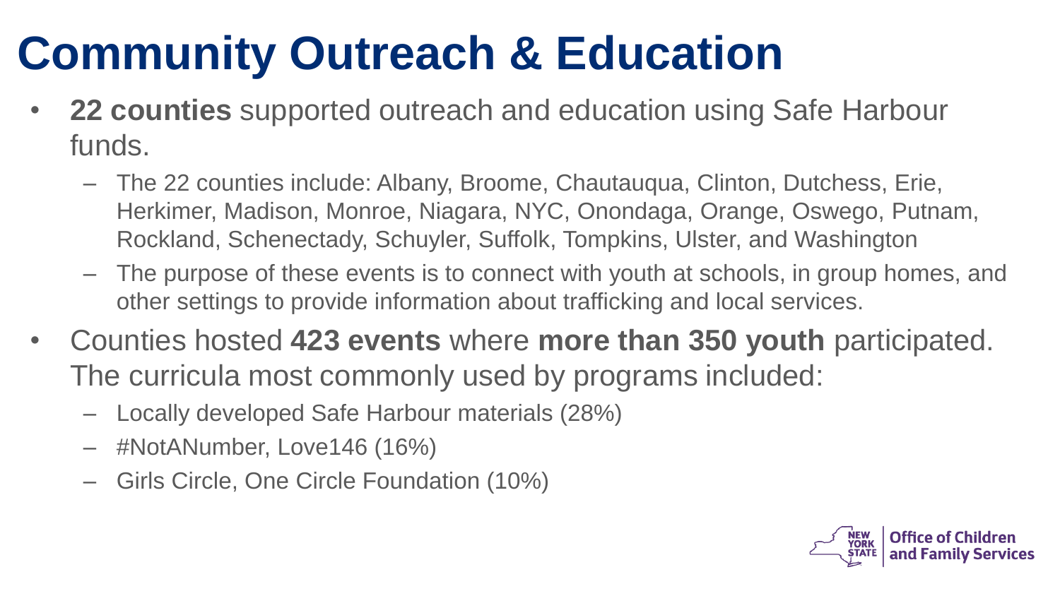# Community Outreach & Education

- **22 counties** supported outreach and education using Safe Harbour funds.
  - The 22 counties include: Albany, Broome, Chautauqua, Clinton, Dutchess, Erie, Herkimer, Madison, Monroe, Niagara, NYC, Onondaga, Orange, Oswego, Putnam, Rockland, Schenectady, Schuyler, Suffolk, Tompkins, Ulster, and Washington
  - The purpose of these events is to connect with youth at schools, in group homes, and other settings to provide information about trafficking and local services.
- Counties hosted **423 events** where **more than 350 youth** participated. The curricula most commonly used by programs included:
  - Locally developed Safe Harbour materials (28%)
  - #NotANumber, Love146 (16%)
  - Girls Circle, One Circle Foundation (10%)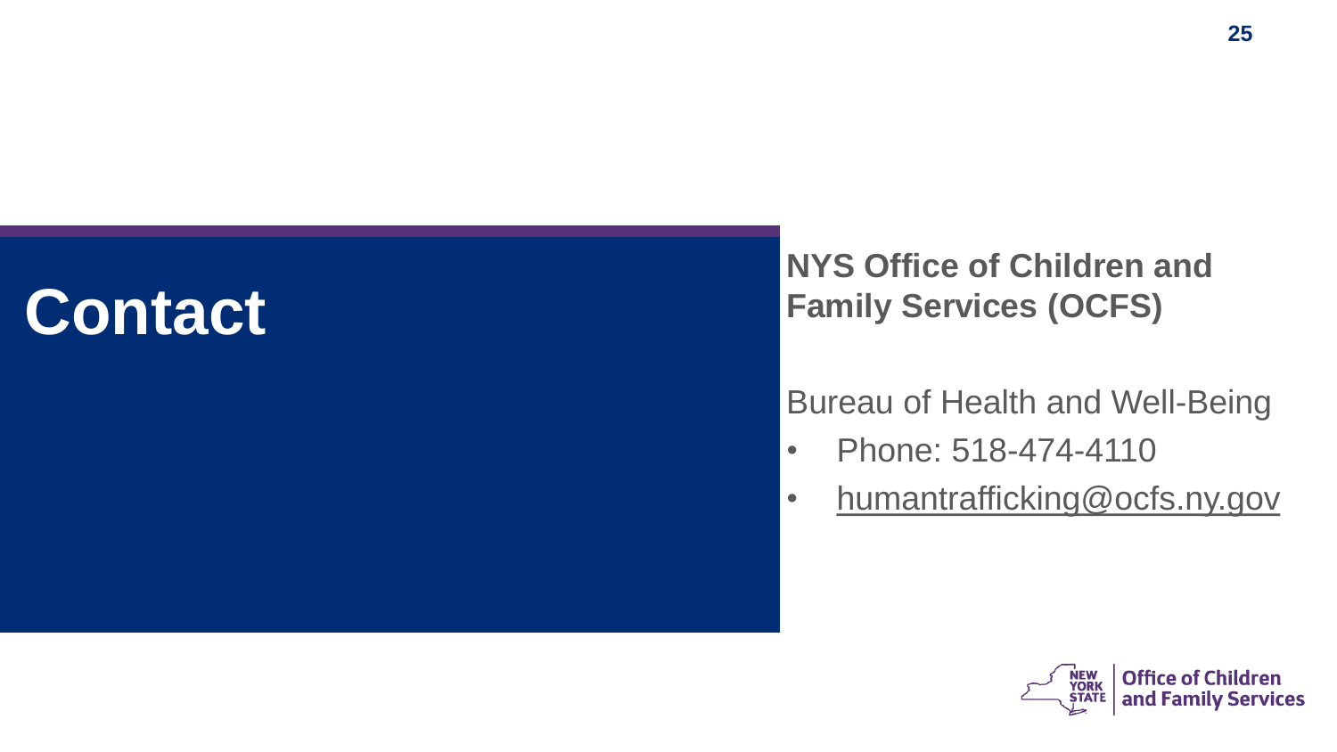# Contact

**NYS Office of Children and Family Services (OCFS)**

Bureau of Health and Well-Being

- Phone: 518-474-4110
- humantrafficking@ocfs.ny.gov